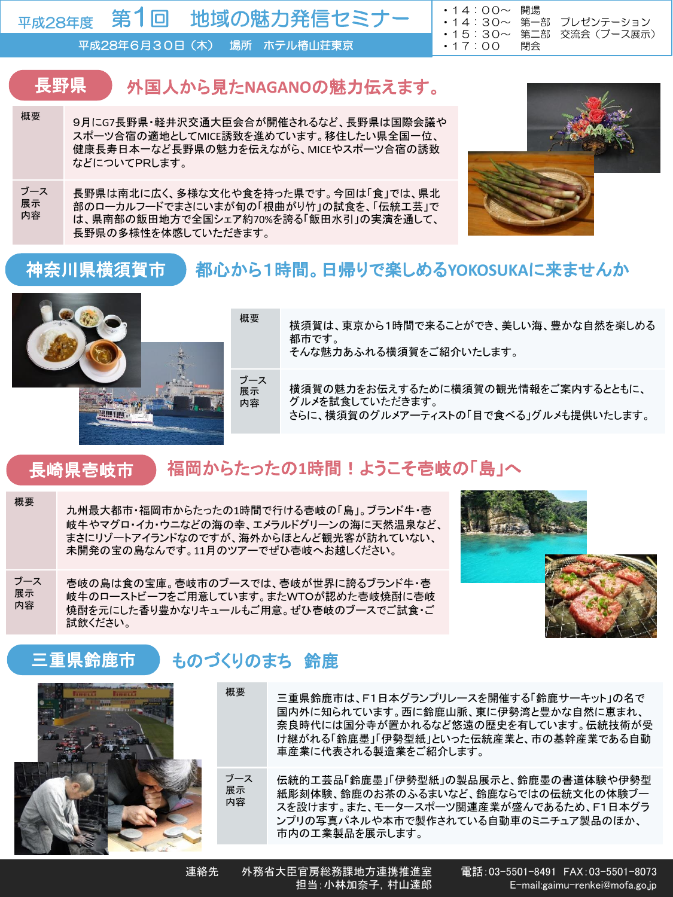# 平成28年度　第1回　地域の魅力発信セミナー

平成28年6月30日（木）　場所　ホテル椿山荘東京

- １４：００～　開場
- １４：３０～　第一部　プレゼンテーション
- １５：３０～　第二部　交流会（ブース展示）
- １７：００　　閉会

## 長野県　外国人から見たNAGANOの魅力伝えます。

| | |
|---|---|
| 概要 | 9月にG7長野県・軽井沢交通大臣会合が開催されるなど、長野県は国際会議やスポーツ合宿の適地としてMICE誘致を進めています。移住したい県全国一位、健康長寿日本一など長野県の魅力を伝えながら、MICEやスポーツ合宿の誘致などについてPRします。 |
| ブース展示内容 | 長野県は南北に広く、多様な文化や食を持った県です。今回は「食」では、県北部のローカルフードでまさにいまが旬の「根曲がり竹」の試食を、「伝統工芸」では、県南部の飯田地方で全国シェア約70%を誇る「飯田水引」の実演を通して、長野県の多様性を体感していただきます。 |

## 神奈川県横須賀市　都心から1時間。日帰りで楽しめるYOKOSUKAに来ませんか

| | |
|---|---|
| 概要 | 横須賀は、東京から1時間で来ることができ、美しい海、豊かな自然を楽しめる都市です。<br>そんな魅力あふれる横須賀をご紹介いたします。 |
| ブース展示内容 | 横須賀の魅力をお伝えするために横須賀の観光情報をご案内するとともに、グルメを試食していただきます。<br>さらに、横須賀のグルメアーティストの「目で食べる」グルメも提供いたします。 |

## 長崎県壱岐市　福岡からたったの1時間！ようこそ壱岐の「島」へ

| | |
|---|---|
| 概要 | 九州最大都市・福岡市からたったの1時間で行ける壱岐の「島」。ブランド牛・壱岐牛やマグロ・イカ・ウニなどの海の幸、エメラルドグリーンの海に天然温泉など、まさにリゾートアイランドなのですが、海外からほとんど観光客が訪れていない、未開発の宝の島なんです。11月のツアーでぜひ壱岐へお越しください。 |
| ブース展示内容 | 壱岐の島は食の宝庫。壱岐市のブースでは、壱岐が世界に誇るブランド牛・壱岐牛のローストビーフをご用意しています。またWTOが認めた壱岐焼酎に壱岐焼酎を元にした香り豊かなリキュールもご用意。ぜひ壱岐のブースでご試食・ご試飲ください。 |

## 三重県鈴鹿市　ものづくりのまち　鈴鹿

| | |
|---|---|
| 概要 | 三重県鈴鹿市は、F1日本グランプリレースを開催する「鈴鹿サーキット」の名で国内外に知られています。西に鈴鹿山脈、東に伊勢湾と豊かな自然に恵まれ、奈良時代には国分寺が置かれるなど悠遠の歴史を有しています。伝統技術が受け継がれる「鈴鹿墨」「伊勢型紙」といった伝統産業と、市の基幹産業である自動車産業に代表される製造業をご紹介します。 |
| ブース展示内容 | 伝統的工芸品「鈴鹿墨」「伊勢型紙」の製品展示と、鈴鹿墨の書道体験や伊勢型紙彫刻体験、鈴鹿のお茶のふるまいなど、鈴鹿ならではの伝統文化の体験ブースを設けます。また、モータースポーツ関連産業が盛んであるため、F1日本グランプリの写真パネルや本市で製作されている自動車のミニチュア製品のほか、市内の工業製品を展示します。 |

連絡先　外務省大臣官房総務課地方連携推進室　担当：小林加奈子，村山達郎
電話：03-5501-8491　FAX：03-5501-8073
E-mail:gaimu-renkei@mofa.go.jp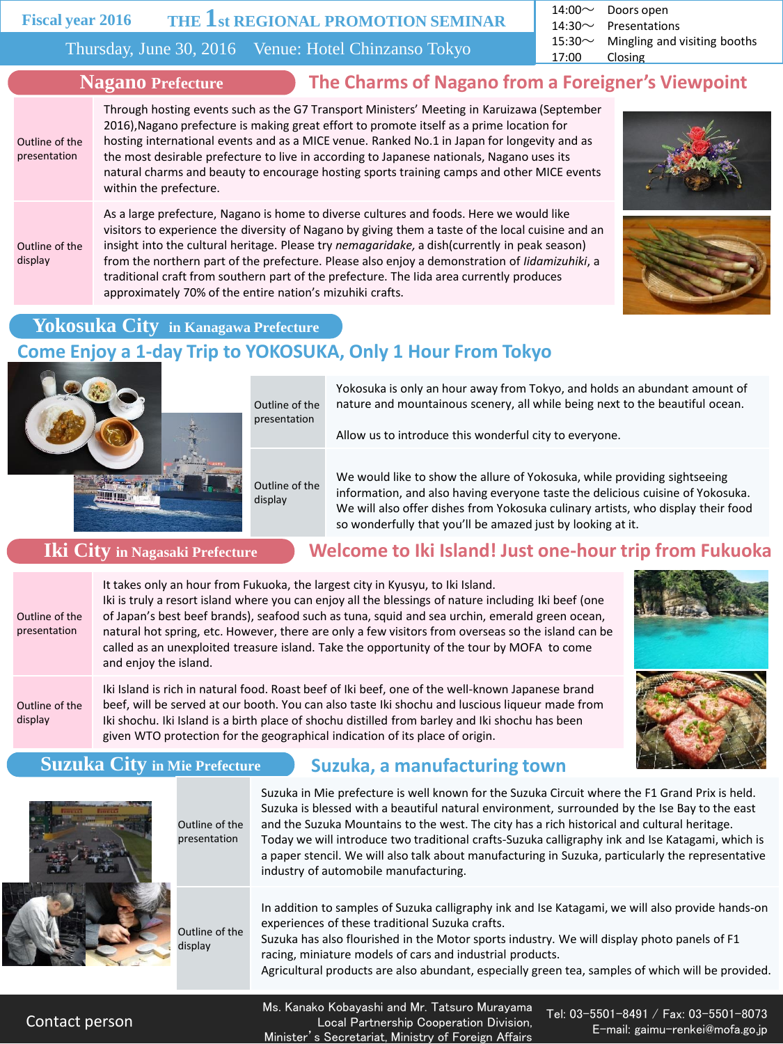# Fiscal year 2016 THE 1st REGIONAL PROMOTION SEMINAR

Thursday, June 30, 2016 Venue: Hotel Chinzanso Tokyo

| | |
|---|---|
| 14:00〜 | Doors open |
| 14:30〜 | Presentations |
| 15:30〜 | Mingling and visiting booths |
| 17:00 | Closing |

## Nagano Prefecture

### The Charms of Nagano from a Foreigner's Viewpoint

| | |
|---|---|
| Outline of the presentation | Through hosting events such as the G7 Transport Ministers' Meeting in Karuizawa (September 2016),Nagano prefecture is making great effort to promote itself as a prime location for hosting international events and as a MICE venue. Ranked No.1 in Japan for longevity and as the most desirable prefecture to live in according to Japanese nationals, Nagano uses its natural charms and beauty to encourage hosting sports training camps and other MICE events within the prefecture. |
| Outline of the display | As a large prefecture, Nagano is home to diverse cultures and foods. Here we would like visitors to experience the diversity of Nagano by giving them a taste of the local cuisine and an insight into the cultural heritage. Please try *nemagaridake,* a dish(currently in peak season) from the northern part of the prefecture. Please also enjoy a demonstration of *Iidamizuhiki*, a traditional craft from southern part of the prefecture. The Iida area currently produces approximately 70% of the entire nation's mizuhiki crafts. |

## Yokosuka City in Kanagawa Prefecture

### Come Enjoy a 1-day Trip to YOKOSUKA, Only 1 Hour From Tokyo

| | |
|---|---|
| Outline of the presentation | Yokosuka is only an hour away from Tokyo, and holds an abundant amount of nature and mountainous scenery, all while being next to the beautiful ocean.<br><br>Allow us to introduce this wonderful city to everyone. |
| Outline of the display | We would like to show the allure of Yokosuka, while providing sightseeing information, and also having everyone taste the delicious cuisine of Yokosuka. We will also offer dishes from Yokosuka culinary artists, who display their food so wonderfully that you'll be amazed just by looking at it. |

## Iki City in Nagasaki Prefecture

### Welcome to Iki Island! Just one-hour trip from Fukuoka

| | |
|---|---|
| Outline of the presentation | It takes only an hour from Fukuoka, the largest city in Kyusyu, to Iki Island.<br>Iki is truly a resort island where you can enjoy all the blessings of nature including Iki beef (one of Japan's best beef brands), seafood such as tuna, squid and sea urchin, emerald green ocean, natural hot spring, etc. However, there are only a few visitors from overseas so the island can be called as an unexploited treasure island. Take the opportunity of the tour by MOFA to come and enjoy the island. |
| Outline of the display | Iki Island is rich in natural food. Roast beef of Iki beef, one of the well-known Japanese brand beef, will be served at our booth. You can also taste Iki shochu and luscious liqueur made from Iki shochu. Iki Island is a birth place of shochu distilled from barley and Iki shochu has been given WTO protection for the geographical indication of its place of origin. |

## Suzuka City in Mie Prefecture

### Suzuka, a manufacturing town

| | |
|---|---|
| Outline of the presentation | Suzuka in Mie prefecture is well known for the Suzuka Circuit where the F1 Grand Prix is held. Suzuka is blessed with a beautiful natural environment, surrounded by the Ise Bay to the east and the Suzuka Mountains to the west. The city has a rich historical and cultural heritage. Today we will introduce two traditional crafts-Suzuka calligraphy ink and Ise Katagami, which is a paper stencil. We will also talk about manufacturing in Suzuka, particularly the representative industry of automobile manufacturing. |
| Outline of the display | In addition to samples of Suzuka calligraphy ink and Ise Katagami, we will also provide hands-on experiences of these traditional Suzuka crafts.<br>Suzuka has also flourished in the Motor sports industry. We will display photo panels of F1 racing, miniature models of cars and industrial products.<br>Agricultural products are also abundant, especially green tea, samples of which will be provided. |

Contact person

Ms. Kanako Kobayashi and Mr. Tatsuro Murayama
Local Partnership Cooperation Division,
Minister's Secretariat, Ministry of Foreign Affairs

Tel: 03-5501-8491 / Fax: 03-5501-8073
E-mail: gaimu-renkei@mofa.go.jp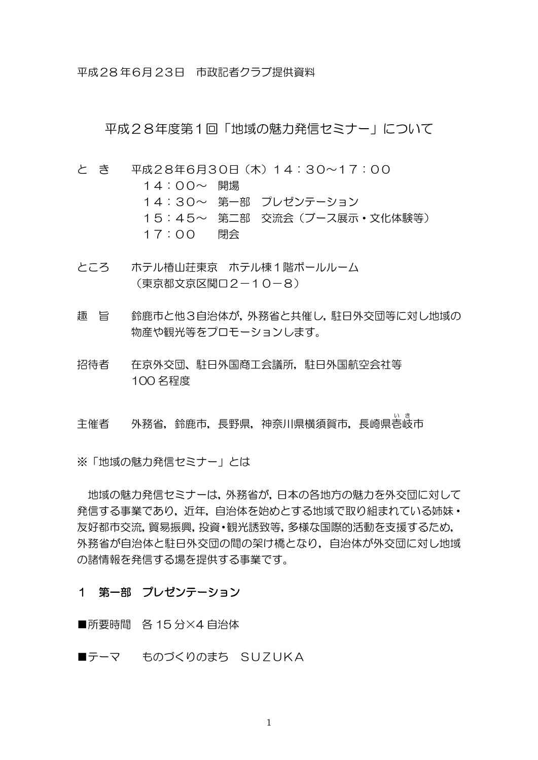平成２８年６月２３日　市政記者クラブ提供資料

## 平成２８年度第１回「地域の魅力発信セミナー」について

と　き　　平成２８年６月３０日（木）１４：３０～１７：００
　　１４：００～　開場
　　１４：３０～　第一部　プレゼンテーション
　　１５：４５～　第二部　交流会（ブース展示・文化体験等）
　　１７：００　　閉会

ところ　　ホテル椿山荘東京　ホテル棟１階ボールルーム
（東京都文京区関口２－１０－８）

趣　旨　　鈴鹿市と他３自治体が，外務省と共催し，駐日外交団等に対し地域の物産や観光等をプロモーションします。

招待者　　在京外交団、駐日外国商工会議所，駐日外国航空会社等
100 名程度

主催者　　外務省，鈴鹿市，長野県，神奈川県横須賀市，長崎県壱岐(いき)市

※「地域の魅力発信セミナー」とは

　地域の魅力発信セミナーは，外務省が，日本の各地方の魅力を外交団に対して発信する事業であり，近年，自治体を始めとする地域で取り組まれている姉妹・友好都市交流，貿易振興，投資・観光誘致等，多様な国際的活動を支援するため，外務省が自治体と駐日外交団の間の架け橋となり，自治体が外交団に対し地域の諸情報を発信する場を提供する事業です。

### １　第一部　プレゼンテーション

■所要時間　各 15 分×4 自治体

■テーマ　　ものづくりのまち　ＳＵＺＵＫＡ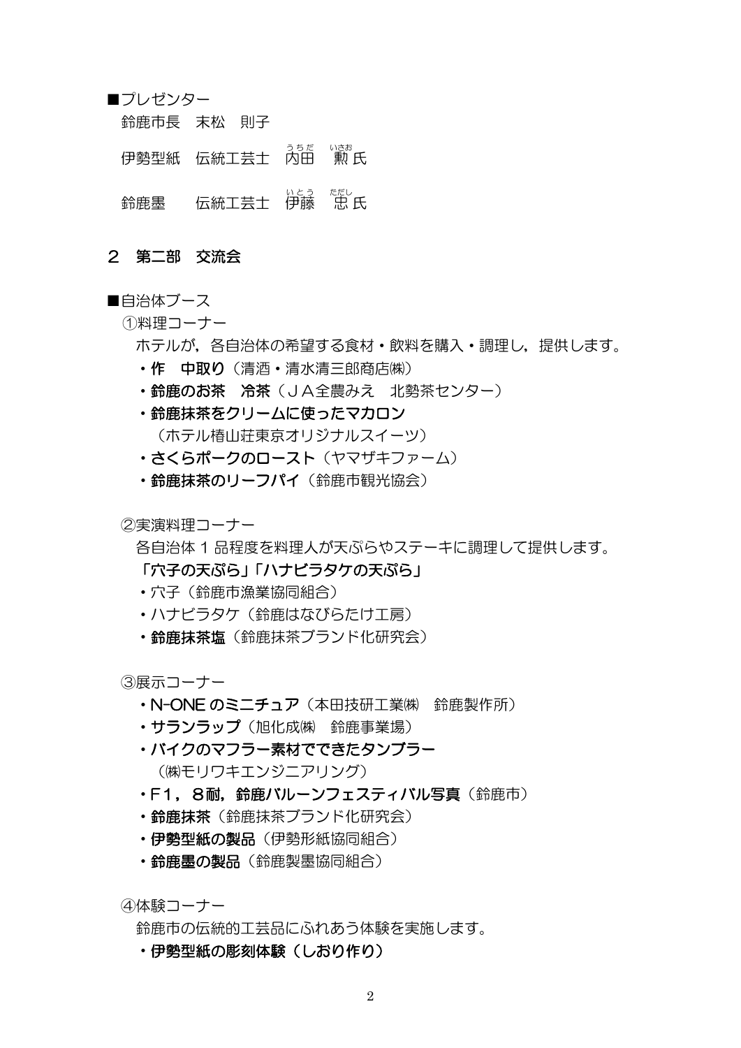■プレゼンター

鈴鹿市長　末松　則子

伊勢型紙　伝統工芸士　内田　勲 氏

鈴鹿墨　　伝統工芸士　伊藤　忠 氏

## 2　第二部　交流会

■自治体ブース

①料理コーナー

ホテルが，各自治体の希望する食材・飲料を購入・調理し，提供します。

- **作　中取り**（清酒・清水清三郎商店㈱）
- **鈴鹿のお茶　冷茶**（ＪＡ全農みえ　北勢茶センター）
- **鈴鹿抹茶をクリームに使ったマカロン**
  （ホテル椿山荘東京オリジナルスイーツ）
- **さくらポークのロースト**（ヤマザキファーム）
- **鈴鹿抹茶のリーフパイ**（鈴鹿市観光協会）

②実演料理コーナー

各自治体１品程度を料理人が天ぷらやステーキに調理して提供します。

**「穴子の天ぷら」「ハナビラタケの天ぷら」**

- 穴子（鈴鹿市漁業協同組合）
- ハナビラタケ（鈴鹿はなびらたけ工房）
- **鈴鹿抹茶塩**（鈴鹿抹茶ブランド化研究会）

③展示コーナー

- **N-ONE のミニチュア**（本田技研工業㈱　鈴鹿製作所）
- **サランラップ**（旭化成㈱　鈴鹿事業場）
- **バイクのマフラー素材でできたタンブラー**
  （㈱モリワキエンジニアリング）
- **F１，８耐，鈴鹿バルーンフェスティバル写真**（鈴鹿市）
- **鈴鹿抹茶**（鈴鹿抹茶ブランド化研究会）
- **伊勢型紙の製品**（伊勢形紙協同組合）
- **鈴鹿墨の製品**（鈴鹿製墨協同組合）

④体験コーナー

鈴鹿市の伝統的工芸品にふれあう体験を実施します。

- **伊勢型紙の彫刻体験（しおり作り）**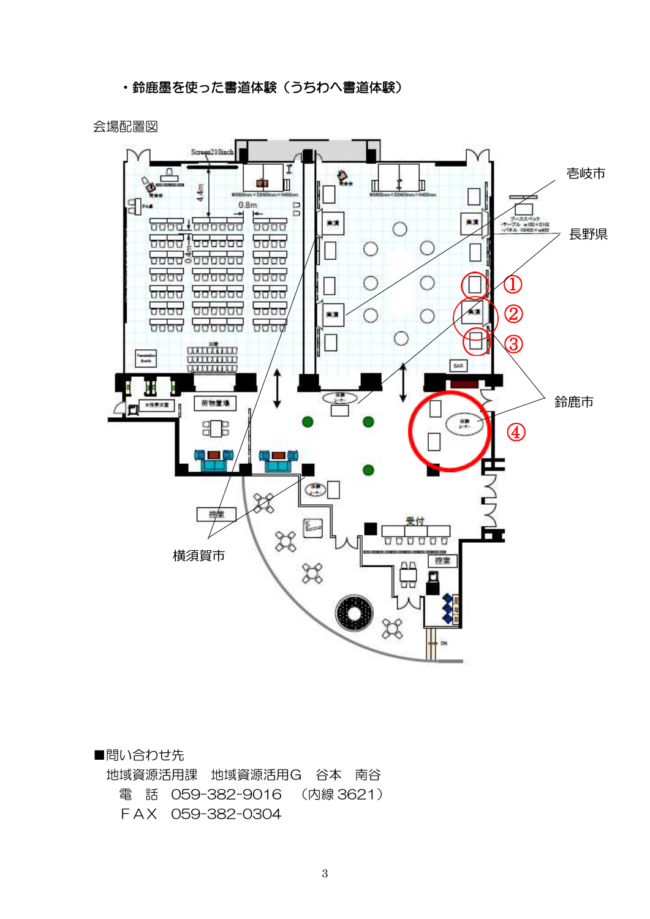・鈴鹿墨を使った書道体験（うちわへ書道体験）

会場配置図

Screen210inch

4.4m

0.8m

0.4m

壱岐市

長野県

①

②

③

④

鈴鹿市

横須賀市

受付

控室

荷物置場

BAR

■問い合わせ先

地域資源活用課　地域資源活用G　谷本　南谷

電　話　059-382-9016　（内線 3621）

ＦＡＸ　059-382-0304